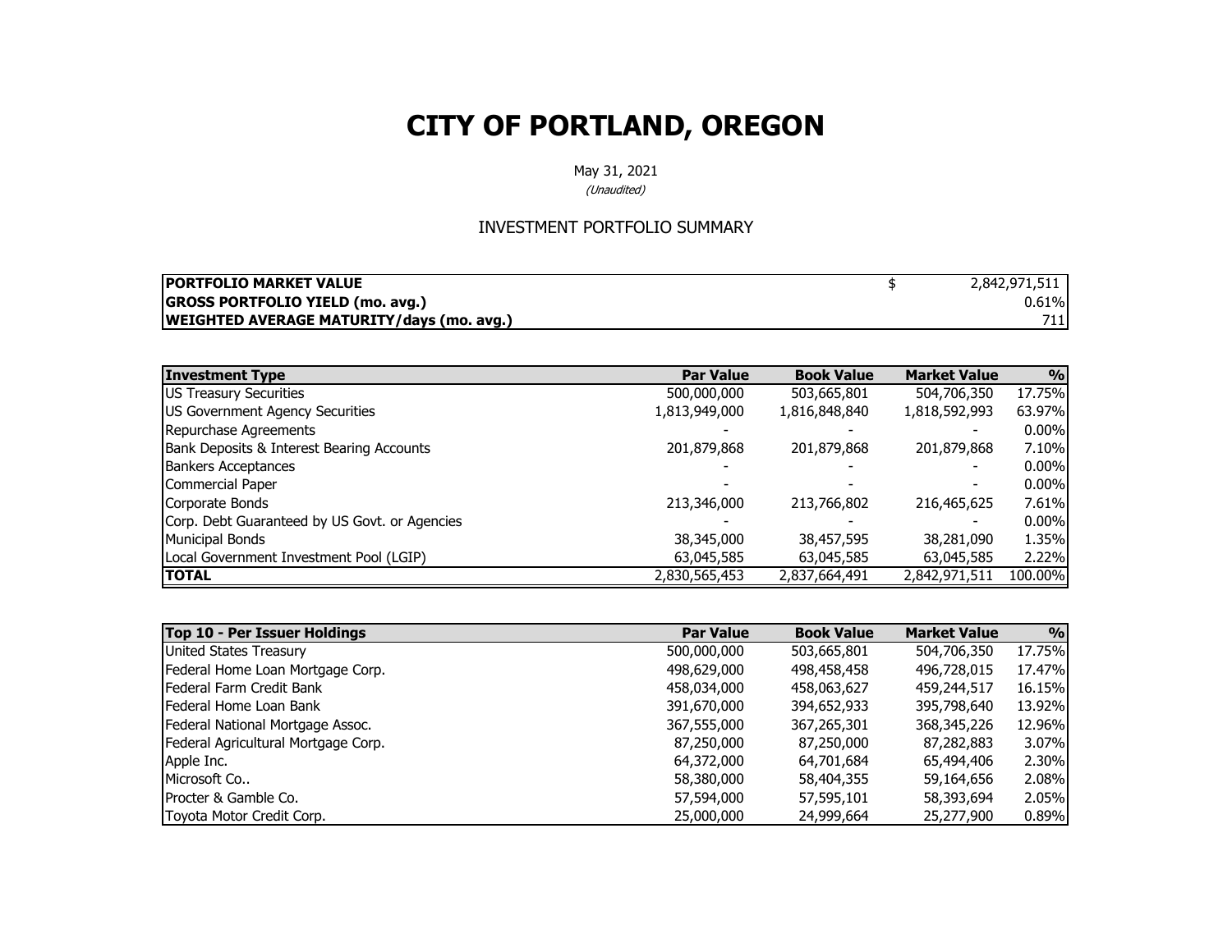# CITY OF PORTLAND, OREGON

May 31, 2021

*(Unaudited)*

## INVESTMENT PORTFOLIO SUMMARY

| | | |
|---|---|---|
| **PORTFOLIO MARKET VALUE** | $ | 2,842,971,511 |
| **GROSS PORTFOLIO YIELD (mo. avg.)** | | 0.61% |
| **WEIGHTED AVERAGE MATURITY/days (mo. avg.)** | | 711 |

| Investment Type | Par Value | Book Value | Market Value | % |
|---|---|---|---|---|
| US Treasury Securities | 500,000,000 | 503,665,801 | 504,706,350 | 17.75% |
| US Government Agency Securities | 1,813,949,000 | 1,816,848,840 | 1,818,592,993 | 63.97% |
| Repurchase Agreements | - | - | - | 0.00% |
| Bank Deposits & Interest Bearing Accounts | 201,879,868 | 201,879,868 | 201,879,868 | 7.10% |
| Bankers Acceptances | - | - | - | 0.00% |
| Commercial Paper | - | - | - | 0.00% |
| Corporate Bonds | 213,346,000 | 213,766,802 | 216,465,625 | 7.61% |
| Corp. Debt Guaranteed by US Govt. or Agencies | - | - | - | 0.00% |
| Municipal Bonds | 38,345,000 | 38,457,595 | 38,281,090 | 1.35% |
| Local Government Investment Pool (LGIP) | 63,045,585 | 63,045,585 | 63,045,585 | 2.22% |
| **TOTAL** | 2,830,565,453 | 2,837,664,491 | 2,842,971,511 | 100.00% |

| Top 10 - Per Issuer Holdings | Par Value | Book Value | Market Value | % |
|---|---|---|---|---|
| United States Treasury | 500,000,000 | 503,665,801 | 504,706,350 | 17.75% |
| Federal Home Loan Mortgage Corp. | 498,629,000 | 498,458,458 | 496,728,015 | 17.47% |
| Federal Farm Credit Bank | 458,034,000 | 458,063,627 | 459,244,517 | 16.15% |
| Federal Home Loan Bank | 391,670,000 | 394,652,933 | 395,798,640 | 13.92% |
| Federal National Mortgage Assoc. | 367,555,000 | 367,265,301 | 368,345,226 | 12.96% |
| Federal Agricultural Mortgage Corp. | 87,250,000 | 87,250,000 | 87,282,883 | 3.07% |
| Apple Inc. | 64,372,000 | 64,701,684 | 65,494,406 | 2.30% |
| Microsoft Co.. | 58,380,000 | 58,404,355 | 59,164,656 | 2.08% |
| Procter & Gamble Co. | 57,594,000 | 57,595,101 | 58,393,694 | 2.05% |
| Toyota Motor Credit Corp. | 25,000,000 | 24,999,664 | 25,277,900 | 0.89% |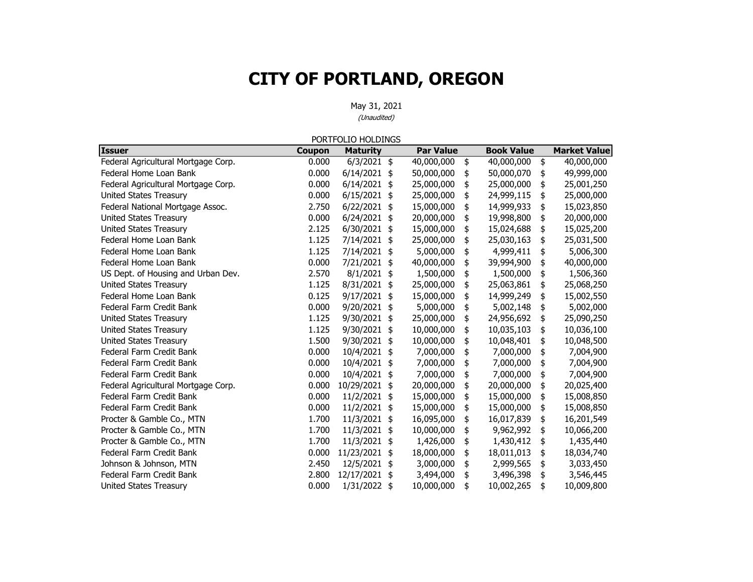# CITY OF PORTLAND, OREGON

May 31, 2021

*(Unaudited)*

PORTFOLIO HOLDINGS

| Issuer | Coupon | Maturity | Par Value | Book Value | Market Value |
|---|---|---|---|---|---|
| Federal Agricultural Mortgage Corp. | 0.000 | 6/3/2021 | $ 40,000,000 | $ 40,000,000 | $ 40,000,000 |
| Federal Home Loan Bank | 0.000 | 6/14/2021 | $ 50,000,000 | $ 50,000,070 | $ 49,999,000 |
| Federal Agricultural Mortgage Corp. | 0.000 | 6/14/2021 | $ 25,000,000 | $ 25,000,000 | $ 25,001,250 |
| United States Treasury | 0.000 | 6/15/2021 | $ 25,000,000 | $ 24,999,115 | $ 25,000,000 |
| Federal National Mortgage Assoc. | 2.750 | 6/22/2021 | $ 15,000,000 | $ 14,999,933 | $ 15,023,850 |
| United States Treasury | 0.000 | 6/24/2021 | $ 20,000,000 | $ 19,998,800 | $ 20,000,000 |
| United States Treasury | 2.125 | 6/30/2021 | $ 15,000,000 | $ 15,024,688 | $ 15,025,200 |
| Federal Home Loan Bank | 1.125 | 7/14/2021 | $ 25,000,000 | $ 25,030,163 | $ 25,031,500 |
| Federal Home Loan Bank | 1.125 | 7/14/2021 | $ 5,000,000 | $ 4,999,411 | $ 5,006,300 |
| Federal Home Loan Bank | 0.000 | 7/21/2021 | $ 40,000,000 | $ 39,994,900 | $ 40,000,000 |
| US Dept. of Housing and Urban Dev. | 2.570 | 8/1/2021 | $ 1,500,000 | $ 1,500,000 | $ 1,506,360 |
| United States Treasury | 1.125 | 8/31/2021 | $ 25,000,000 | $ 25,063,861 | $ 25,068,250 |
| Federal Home Loan Bank | 0.125 | 9/17/2021 | $ 15,000,000 | $ 14,999,249 | $ 15,002,550 |
| Federal Farm Credit Bank | 0.000 | 9/20/2021 | $ 5,000,000 | $ 5,002,148 | $ 5,002,000 |
| United States Treasury | 1.125 | 9/30/2021 | $ 25,000,000 | $ 24,956,692 | $ 25,090,250 |
| United States Treasury | 1.125 | 9/30/2021 | $ 10,000,000 | $ 10,035,103 | $ 10,036,100 |
| United States Treasury | 1.500 | 9/30/2021 | $ 10,000,000 | $ 10,048,401 | $ 10,048,500 |
| Federal Farm Credit Bank | 0.000 | 10/4/2021 | $ 7,000,000 | $ 7,000,000 | $ 7,004,900 |
| Federal Farm Credit Bank | 0.000 | 10/4/2021 | $ 7,000,000 | $ 7,000,000 | $ 7,004,900 |
| Federal Farm Credit Bank | 0.000 | 10/4/2021 | $ 7,000,000 | $ 7,000,000 | $ 7,004,900 |
| Federal Agricultural Mortgage Corp. | 0.000 | 10/29/2021 | $ 20,000,000 | $ 20,000,000 | $ 20,025,400 |
| Federal Farm Credit Bank | 0.000 | 11/2/2021 | $ 15,000,000 | $ 15,000,000 | $ 15,008,850 |
| Federal Farm Credit Bank | 0.000 | 11/2/2021 | $ 15,000,000 | $ 15,000,000 | $ 15,008,850 |
| Procter & Gamble Co., MTN | 1.700 | 11/3/2021 | $ 16,095,000 | $ 16,017,839 | $ 16,201,549 |
| Procter & Gamble Co., MTN | 1.700 | 11/3/2021 | $ 10,000,000 | $ 9,962,992 | $ 10,066,200 |
| Procter & Gamble Co., MTN | 1.700 | 11/3/2021 | $ 1,426,000 | $ 1,430,412 | $ 1,435,440 |
| Federal Farm Credit Bank | 0.000 | 11/23/2021 | $ 18,000,000 | $ 18,011,013 | $ 18,034,740 |
| Johnson & Johnson, MTN | 2.450 | 12/5/2021 | $ 3,000,000 | $ 2,999,565 | $ 3,033,450 |
| Federal Farm Credit Bank | 2.800 | 12/17/2021 | $ 3,494,000 | $ 3,496,398 | $ 3,546,445 |
| United States Treasury | 0.000 | 1/31/2022 | $ 10,000,000 | $ 10,002,265 | $ 10,009,800 |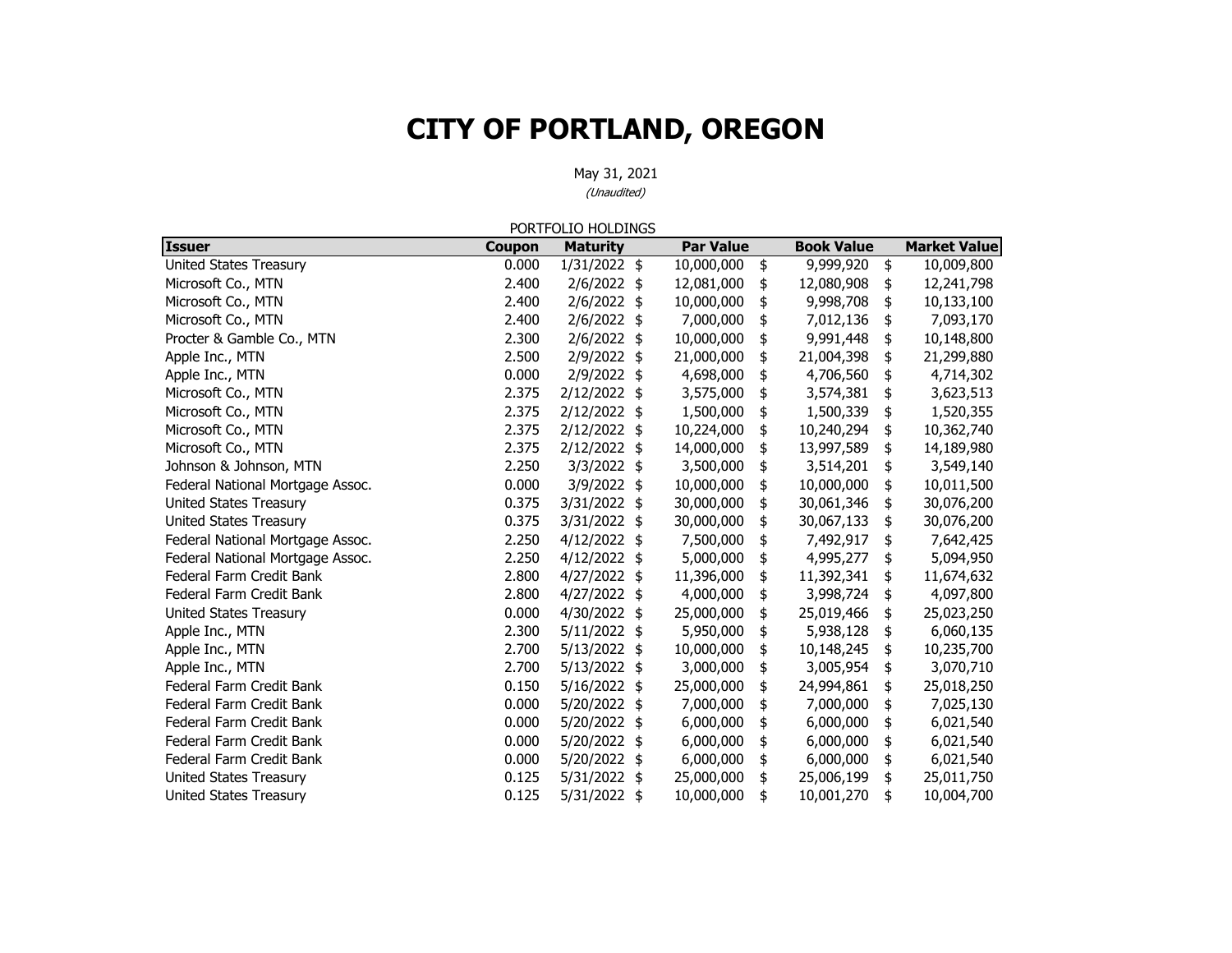# CITY OF PORTLAND, OREGON

May 31, 2021

*(Unaudited)*

PORTFOLIO HOLDINGS

| Issuer | Coupon | Maturity | Par Value | Book Value | Market Value |
|---|---|---|---|---|---|
| United States Treasury | 0.000 | 1/31/2022 | $ 10,000,000 | $ 9,999,920 | $ 10,009,800 |
| Microsoft Co., MTN | 2.400 | 2/6/2022 | $ 12,081,000 | $ 12,080,908 | $ 12,241,798 |
| Microsoft Co., MTN | 2.400 | 2/6/2022 | $ 10,000,000 | $ 9,998,708 | $ 10,133,100 |
| Microsoft Co., MTN | 2.400 | 2/6/2022 | $ 7,000,000 | $ 7,012,136 | $ 7,093,170 |
| Procter & Gamble Co., MTN | 2.300 | 2/6/2022 | $ 10,000,000 | $ 9,991,448 | $ 10,148,800 |
| Apple Inc., MTN | 2.500 | 2/9/2022 | $ 21,000,000 | $ 21,004,398 | $ 21,299,880 |
| Apple Inc., MTN | 0.000 | 2/9/2022 | $ 4,698,000 | $ 4,706,560 | $ 4,714,302 |
| Microsoft Co., MTN | 2.375 | 2/12/2022 | $ 3,575,000 | $ 3,574,381 | $ 3,623,513 |
| Microsoft Co., MTN | 2.375 | 2/12/2022 | $ 1,500,000 | $ 1,500,339 | $ 1,520,355 |
| Microsoft Co., MTN | 2.375 | 2/12/2022 | $ 10,224,000 | $ 10,240,294 | $ 10,362,740 |
| Microsoft Co., MTN | 2.375 | 2/12/2022 | $ 14,000,000 | $ 13,997,589 | $ 14,189,980 |
| Johnson & Johnson, MTN | 2.250 | 3/3/2022 | $ 3,500,000 | $ 3,514,201 | $ 3,549,140 |
| Federal National Mortgage Assoc. | 0.000 | 3/9/2022 | $ 10,000,000 | $ 10,000,000 | $ 10,011,500 |
| United States Treasury | 0.375 | 3/31/2022 | $ 30,000,000 | $ 30,061,346 | $ 30,076,200 |
| United States Treasury | 0.375 | 3/31/2022 | $ 30,000,000 | $ 30,067,133 | $ 30,076,200 |
| Federal National Mortgage Assoc. | 2.250 | 4/12/2022 | $ 7,500,000 | $ 7,492,917 | $ 7,642,425 |
| Federal National Mortgage Assoc. | 2.250 | 4/12/2022 | $ 5,000,000 | $ 4,995,277 | $ 5,094,950 |
| Federal Farm Credit Bank | 2.800 | 4/27/2022 | $ 11,396,000 | $ 11,392,341 | $ 11,674,632 |
| Federal Farm Credit Bank | 2.800 | 4/27/2022 | $ 4,000,000 | $ 3,998,724 | $ 4,097,800 |
| United States Treasury | 0.000 | 4/30/2022 | $ 25,000,000 | $ 25,019,466 | $ 25,023,250 |
| Apple Inc., MTN | 2.300 | 5/11/2022 | $ 5,950,000 | $ 5,938,128 | $ 6,060,135 |
| Apple Inc., MTN | 2.700 | 5/13/2022 | $ 10,000,000 | $ 10,148,245 | $ 10,235,700 |
| Apple Inc., MTN | 2.700 | 5/13/2022 | $ 3,000,000 | $ 3,005,954 | $ 3,070,710 |
| Federal Farm Credit Bank | 0.150 | 5/16/2022 | $ 25,000,000 | $ 24,994,861 | $ 25,018,250 |
| Federal Farm Credit Bank | 0.000 | 5/20/2022 | $ 7,000,000 | $ 7,000,000 | $ 7,025,130 |
| Federal Farm Credit Bank | 0.000 | 5/20/2022 | $ 6,000,000 | $ 6,000,000 | $ 6,021,540 |
| Federal Farm Credit Bank | 0.000 | 5/20/2022 | $ 6,000,000 | $ 6,000,000 | $ 6,021,540 |
| Federal Farm Credit Bank | 0.000 | 5/20/2022 | $ 6,000,000 | $ 6,000,000 | $ 6,021,540 |
| United States Treasury | 0.125 | 5/31/2022 | $ 25,000,000 | $ 25,006,199 | $ 25,011,750 |
| United States Treasury | 0.125 | 5/31/2022 | $ 10,000,000 | $ 10,001,270 | $ 10,004,700 |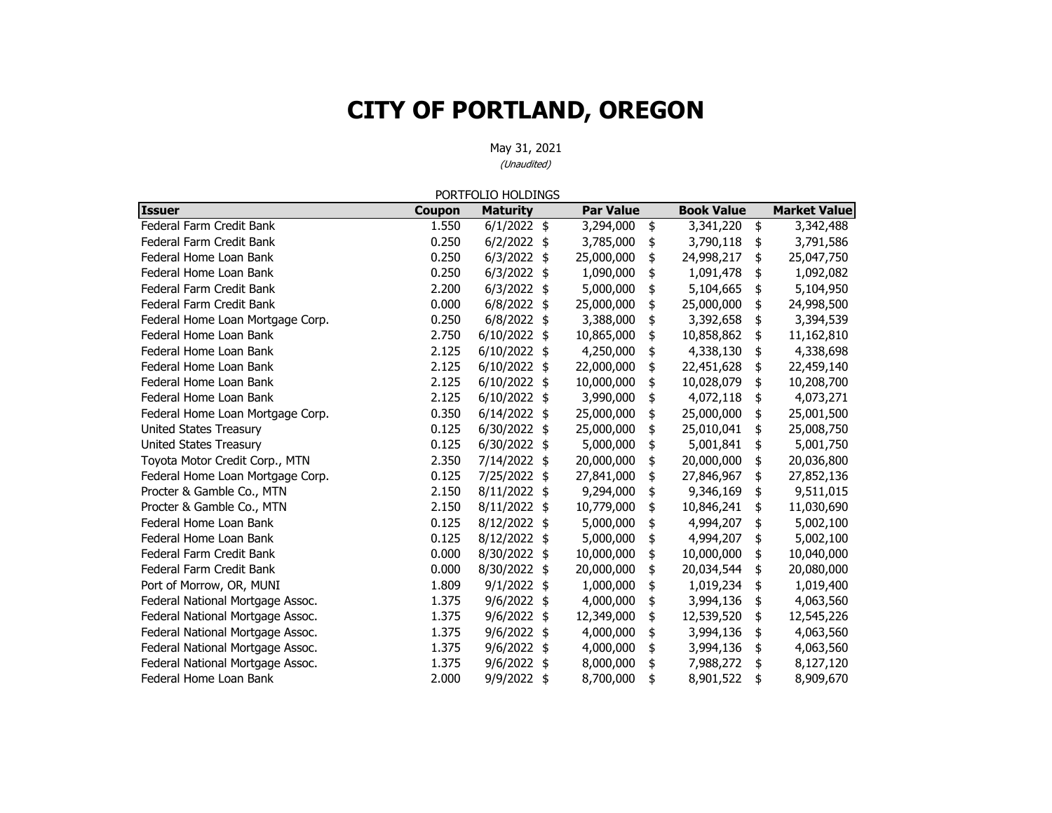# CITY OF PORTLAND, OREGON

May 31, 2021

*(Unaudited)*

PORTFOLIO HOLDINGS

| Issuer | Coupon | Maturity | Par Value | Book Value | Market Value |
|---|---|---|---|---|---|
| Federal Farm Credit Bank | 1.550 | 6/1/2022 | $ 3,294,000 | $ 3,341,220 | $ 3,342,488 |
| Federal Farm Credit Bank | 0.250 | 6/2/2022 | $ 3,785,000 | $ 3,790,118 | $ 3,791,586 |
| Federal Home Loan Bank | 0.250 | 6/3/2022 | $ 25,000,000 | $ 24,998,217 | $ 25,047,750 |
| Federal Home Loan Bank | 0.250 | 6/3/2022 | $ 1,090,000 | $ 1,091,478 | $ 1,092,082 |
| Federal Farm Credit Bank | 2.200 | 6/3/2022 | $ 5,000,000 | $ 5,104,665 | $ 5,104,950 |
| Federal Farm Credit Bank | 0.000 | 6/8/2022 | $ 25,000,000 | $ 25,000,000 | $ 24,998,500 |
| Federal Home Loan Mortgage Corp. | 0.250 | 6/8/2022 | $ 3,388,000 | $ 3,392,658 | $ 3,394,539 |
| Federal Home Loan Bank | 2.750 | 6/10/2022 | $ 10,865,000 | $ 10,858,862 | $ 11,162,810 |
| Federal Home Loan Bank | 2.125 | 6/10/2022 | $ 4,250,000 | $ 4,338,130 | $ 4,338,698 |
| Federal Home Loan Bank | 2.125 | 6/10/2022 | $ 22,000,000 | $ 22,451,628 | $ 22,459,140 |
| Federal Home Loan Bank | 2.125 | 6/10/2022 | $ 10,000,000 | $ 10,028,079 | $ 10,208,700 |
| Federal Home Loan Bank | 2.125 | 6/10/2022 | $ 3,990,000 | $ 4,072,118 | $ 4,073,271 |
| Federal Home Loan Mortgage Corp. | 0.350 | 6/14/2022 | $ 25,000,000 | $ 25,000,000 | $ 25,001,500 |
| United States Treasury | 0.125 | 6/30/2022 | $ 25,000,000 | $ 25,010,041 | $ 25,008,750 |
| United States Treasury | 0.125 | 6/30/2022 | $ 5,000,000 | $ 5,001,841 | $ 5,001,750 |
| Toyota Motor Credit Corp., MTN | 2.350 | 7/14/2022 | $ 20,000,000 | $ 20,000,000 | $ 20,036,800 |
| Federal Home Loan Mortgage Corp. | 0.125 | 7/25/2022 | $ 27,841,000 | $ 27,846,967 | $ 27,852,136 |
| Procter & Gamble Co., MTN | 2.150 | 8/11/2022 | $ 9,294,000 | $ 9,346,169 | $ 9,511,015 |
| Procter & Gamble Co., MTN | 2.150 | 8/11/2022 | $ 10,779,000 | $ 10,846,241 | $ 11,030,690 |
| Federal Home Loan Bank | 0.125 | 8/12/2022 | $ 5,000,000 | $ 4,994,207 | $ 5,002,100 |
| Federal Home Loan Bank | 0.125 | 8/12/2022 | $ 5,000,000 | $ 4,994,207 | $ 5,002,100 |
| Federal Farm Credit Bank | 0.000 | 8/30/2022 | $ 10,000,000 | $ 10,000,000 | $ 10,040,000 |
| Federal Farm Credit Bank | 0.000 | 8/30/2022 | $ 20,000,000 | $ 20,034,544 | $ 20,080,000 |
| Port of Morrow, OR, MUNI | 1.809 | 9/1/2022 | $ 1,000,000 | $ 1,019,234 | $ 1,019,400 |
| Federal National Mortgage Assoc. | 1.375 | 9/6/2022 | $ 4,000,000 | $ 3,994,136 | $ 4,063,560 |
| Federal National Mortgage Assoc. | 1.375 | 9/6/2022 | $ 12,349,000 | $ 12,539,520 | $ 12,545,226 |
| Federal National Mortgage Assoc. | 1.375 | 9/6/2022 | $ 4,000,000 | $ 3,994,136 | $ 4,063,560 |
| Federal National Mortgage Assoc. | 1.375 | 9/6/2022 | $ 4,000,000 | $ 3,994,136 | $ 4,063,560 |
| Federal National Mortgage Assoc. | 1.375 | 9/6/2022 | $ 8,000,000 | $ 7,988,272 | $ 8,127,120 |
| Federal Home Loan Bank | 2.000 | 9/9/2022 | $ 8,700,000 | $ 8,901,522 | $ 8,909,670 |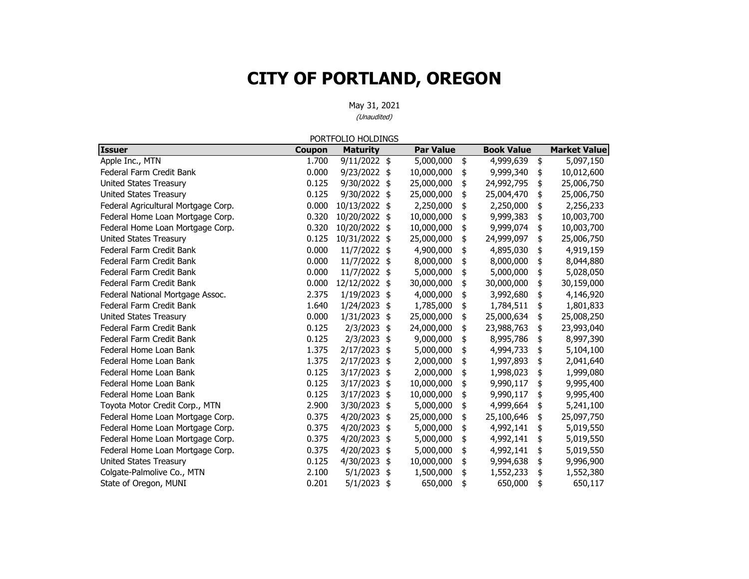# CITY OF PORTLAND, OREGON

May 31, 2021

*(Unaudited)*

PORTFOLIO HOLDINGS

| Issuer | Coupon | Maturity | Par Value | Book Value | Market Value |
|---|---|---|---|---|---|
| Apple Inc., MTN | 1.700 | 9/11/2022 | $ 5,000,000 | $ 4,999,639 | $ 5,097,150 |
| Federal Farm Credit Bank | 0.000 | 9/23/2022 | $ 10,000,000 | $ 9,999,340 | $ 10,012,600 |
| United States Treasury | 0.125 | 9/30/2022 | $ 25,000,000 | $ 24,992,795 | $ 25,006,750 |
| United States Treasury | 0.125 | 9/30/2022 | $ 25,000,000 | $ 25,004,470 | $ 25,006,750 |
| Federal Agricultural Mortgage Corp. | 0.000 | 10/13/2022 | $ 2,250,000 | $ 2,250,000 | $ 2,256,233 |
| Federal Home Loan Mortgage Corp. | 0.320 | 10/20/2022 | $ 10,000,000 | $ 9,999,383 | $ 10,003,700 |
| Federal Home Loan Mortgage Corp. | 0.320 | 10/20/2022 | $ 10,000,000 | $ 9,999,074 | $ 10,003,700 |
| United States Treasury | 0.125 | 10/31/2022 | $ 25,000,000 | $ 24,999,097 | $ 25,006,750 |
| Federal Farm Credit Bank | 0.000 | 11/7/2022 | $ 4,900,000 | $ 4,895,030 | $ 4,919,159 |
| Federal Farm Credit Bank | 0.000 | 11/7/2022 | $ 8,000,000 | $ 8,000,000 | $ 8,044,880 |
| Federal Farm Credit Bank | 0.000 | 11/7/2022 | $ 5,000,000 | $ 5,000,000 | $ 5,028,050 |
| Federal Farm Credit Bank | 0.000 | 12/12/2022 | $ 30,000,000 | $ 30,000,000 | $ 30,159,000 |
| Federal National Mortgage Assoc. | 2.375 | 1/19/2023 | $ 4,000,000 | $ 3,992,680 | $ 4,146,920 |
| Federal Farm Credit Bank | 1.640 | 1/24/2023 | $ 1,785,000 | $ 1,784,511 | $ 1,801,833 |
| United States Treasury | 0.000 | 1/31/2023 | $ 25,000,000 | $ 25,000,634 | $ 25,008,250 |
| Federal Farm Credit Bank | 0.125 | 2/3/2023 | $ 24,000,000 | $ 23,988,763 | $ 23,993,040 |
| Federal Farm Credit Bank | 0.125 | 2/3/2023 | $ 9,000,000 | $ 8,995,786 | $ 8,997,390 |
| Federal Home Loan Bank | 1.375 | 2/17/2023 | $ 5,000,000 | $ 4,994,733 | $ 5,104,100 |
| Federal Home Loan Bank | 1.375 | 2/17/2023 | $ 2,000,000 | $ 1,997,893 | $ 2,041,640 |
| Federal Home Loan Bank | 0.125 | 3/17/2023 | $ 2,000,000 | $ 1,998,023 | $ 1,999,080 |
| Federal Home Loan Bank | 0.125 | 3/17/2023 | $ 10,000,000 | $ 9,990,117 | $ 9,995,400 |
| Federal Home Loan Bank | 0.125 | 3/17/2023 | $ 10,000,000 | $ 9,990,117 | $ 9,995,400 |
| Toyota Motor Credit Corp., MTN | 2.900 | 3/30/2023 | $ 5,000,000 | $ 4,999,664 | $ 5,241,100 |
| Federal Home Loan Mortgage Corp. | 0.375 | 4/20/2023 | $ 25,000,000 | $ 25,100,646 | $ 25,097,750 |
| Federal Home Loan Mortgage Corp. | 0.375 | 4/20/2023 | $ 5,000,000 | $ 4,992,141 | $ 5,019,550 |
| Federal Home Loan Mortgage Corp. | 0.375 | 4/20/2023 | $ 5,000,000 | $ 4,992,141 | $ 5,019,550 |
| Federal Home Loan Mortgage Corp. | 0.375 | 4/20/2023 | $ 5,000,000 | $ 4,992,141 | $ 5,019,550 |
| United States Treasury | 0.125 | 4/30/2023 | $ 10,000,000 | $ 9,994,638 | $ 9,996,900 |
| Colgate-Palmolive Co., MTN | 2.100 | 5/1/2023 | $ 1,500,000 | $ 1,552,233 | $ 1,552,380 |
| State of Oregon, MUNI | 0.201 | 5/1/2023 | $ 650,000 | $ 650,000 | $ 650,117 |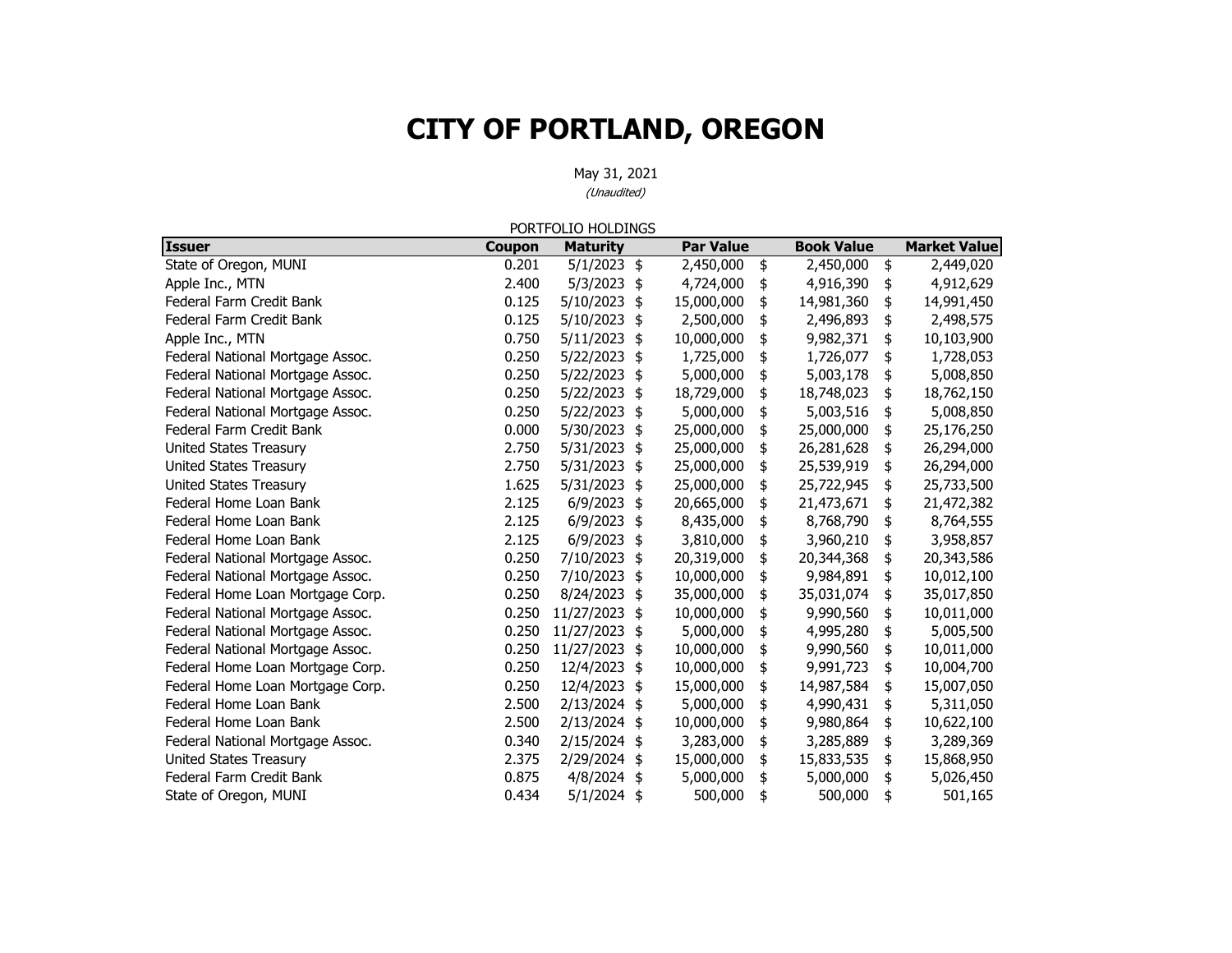# CITY OF PORTLAND, OREGON

May 31, 2021

*(Unaudited)*

PORTFOLIO HOLDINGS

| Issuer | Coupon | Maturity | Par Value | Book Value | Market Value |
|---|---|---|---|---|---|
| State of Oregon, MUNI | 0.201 | 5/1/2023 | $ 2,450,000 | $ 2,450,000 | $ 2,449,020 |
| Apple Inc., MTN | 2.400 | 5/3/2023 | $ 4,724,000 | $ 4,916,390 | $ 4,912,629 |
| Federal Farm Credit Bank | 0.125 | 5/10/2023 | $ 15,000,000 | $ 14,981,360 | $ 14,991,450 |
| Federal Farm Credit Bank | 0.125 | 5/10/2023 | $ 2,500,000 | $ 2,496,893 | $ 2,498,575 |
| Apple Inc., MTN | 0.750 | 5/11/2023 | $ 10,000,000 | $ 9,982,371 | $ 10,103,900 |
| Federal National Mortgage Assoc. | 0.250 | 5/22/2023 | $ 1,725,000 | $ 1,726,077 | $ 1,728,053 |
| Federal National Mortgage Assoc. | 0.250 | 5/22/2023 | $ 5,000,000 | $ 5,003,178 | $ 5,008,850 |
| Federal National Mortgage Assoc. | 0.250 | 5/22/2023 | $ 18,729,000 | $ 18,748,023 | $ 18,762,150 |
| Federal National Mortgage Assoc. | 0.250 | 5/22/2023 | $ 5,000,000 | $ 5,003,516 | $ 5,008,850 |
| Federal Farm Credit Bank | 0.000 | 5/30/2023 | $ 25,000,000 | $ 25,000,000 | $ 25,176,250 |
| United States Treasury | 2.750 | 5/31/2023 | $ 25,000,000 | $ 26,281,628 | $ 26,294,000 |
| United States Treasury | 2.750 | 5/31/2023 | $ 25,000,000 | $ 25,539,919 | $ 26,294,000 |
| United States Treasury | 1.625 | 5/31/2023 | $ 25,000,000 | $ 25,722,945 | $ 25,733,500 |
| Federal Home Loan Bank | 2.125 | 6/9/2023 | $ 20,665,000 | $ 21,473,671 | $ 21,472,382 |
| Federal Home Loan Bank | 2.125 | 6/9/2023 | $ 8,435,000 | $ 8,768,790 | $ 8,764,555 |
| Federal Home Loan Bank | 2.125 | 6/9/2023 | $ 3,810,000 | $ 3,960,210 | $ 3,958,857 |
| Federal National Mortgage Assoc. | 0.250 | 7/10/2023 | $ 20,319,000 | $ 20,344,368 | $ 20,343,586 |
| Federal National Mortgage Assoc. | 0.250 | 7/10/2023 | $ 10,000,000 | $ 9,984,891 | $ 10,012,100 |
| Federal Home Loan Mortgage Corp. | 0.250 | 8/24/2023 | $ 35,000,000 | $ 35,031,074 | $ 35,017,850 |
| Federal National Mortgage Assoc. | 0.250 | 11/27/2023 | $ 10,000,000 | $ 9,990,560 | $ 10,011,000 |
| Federal National Mortgage Assoc. | 0.250 | 11/27/2023 | $ 5,000,000 | $ 4,995,280 | $ 5,005,500 |
| Federal National Mortgage Assoc. | 0.250 | 11/27/2023 | $ 10,000,000 | $ 9,990,560 | $ 10,011,000 |
| Federal Home Loan Mortgage Corp. | 0.250 | 12/4/2023 | $ 10,000,000 | $ 9,991,723 | $ 10,004,700 |
| Federal Home Loan Mortgage Corp. | 0.250 | 12/4/2023 | $ 15,000,000 | $ 14,987,584 | $ 15,007,050 |
| Federal Home Loan Bank | 2.500 | 2/13/2024 | $ 5,000,000 | $ 4,990,431 | $ 5,311,050 |
| Federal Home Loan Bank | 2.500 | 2/13/2024 | $ 10,000,000 | $ 9,980,864 | $ 10,622,100 |
| Federal National Mortgage Assoc. | 0.340 | 2/15/2024 | $ 3,283,000 | $ 3,285,889 | $ 3,289,369 |
| United States Treasury | 2.375 | 2/29/2024 | $ 15,000,000 | $ 15,833,535 | $ 15,868,950 |
| Federal Farm Credit Bank | 0.875 | 4/8/2024 | $ 5,000,000 | $ 5,000,000 | $ 5,026,450 |
| State of Oregon, MUNI | 0.434 | 5/1/2024 | $ 500,000 | $ 500,000 | $ 501,165 |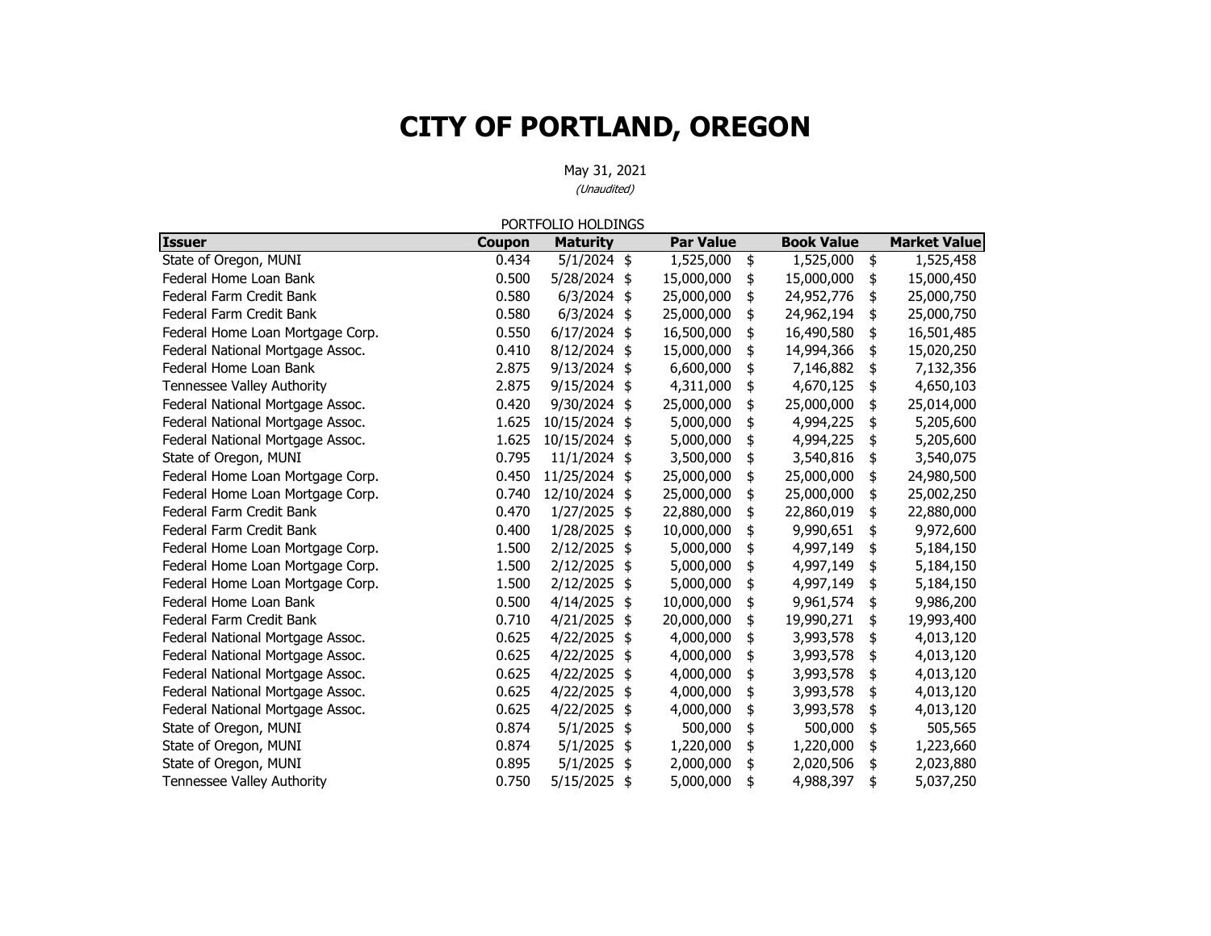# CITY OF PORTLAND, OREGON

May 31, 2021

*(Unaudited)*

PORTFOLIO HOLDINGS

| Issuer | Coupon | Maturity | Par Value | Book Value | Market Value |
|---|---|---|---|---|---|
| State of Oregon, MUNI | 0.434 | 5/1/2024 | $ 1,525,000 | $ 1,525,000 | $ 1,525,458 |
| Federal Home Loan Bank | 0.500 | 5/28/2024 | $ 15,000,000 | $ 15,000,000 | $ 15,000,450 |
| Federal Farm Credit Bank | 0.580 | 6/3/2024 | $ 25,000,000 | $ 24,952,776 | $ 25,000,750 |
| Federal Farm Credit Bank | 0.580 | 6/3/2024 | $ 25,000,000 | $ 24,962,194 | $ 25,000,750 |
| Federal Home Loan Mortgage Corp. | 0.550 | 6/17/2024 | $ 16,500,000 | $ 16,490,580 | $ 16,501,485 |
| Federal National Mortgage Assoc. | 0.410 | 8/12/2024 | $ 15,000,000 | $ 14,994,366 | $ 15,020,250 |
| Federal Home Loan Bank | 2.875 | 9/13/2024 | $ 6,600,000 | $ 7,146,882 | $ 7,132,356 |
| Tennessee Valley Authority | 2.875 | 9/15/2024 | $ 4,311,000 | $ 4,670,125 | $ 4,650,103 |
| Federal National Mortgage Assoc. | 0.420 | 9/30/2024 | $ 25,000,000 | $ 25,000,000 | $ 25,014,000 |
| Federal National Mortgage Assoc. | 1.625 | 10/15/2024 | $ 5,000,000 | $ 4,994,225 | $ 5,205,600 |
| Federal National Mortgage Assoc. | 1.625 | 10/15/2024 | $ 5,000,000 | $ 4,994,225 | $ 5,205,600 |
| State of Oregon, MUNI | 0.795 | 11/1/2024 | $ 3,500,000 | $ 3,540,816 | $ 3,540,075 |
| Federal Home Loan Mortgage Corp. | 0.450 | 11/25/2024 | $ 25,000,000 | $ 25,000,000 | $ 24,980,500 |
| Federal Home Loan Mortgage Corp. | 0.740 | 12/10/2024 | $ 25,000,000 | $ 25,000,000 | $ 25,002,250 |
| Federal Farm Credit Bank | 0.470 | 1/27/2025 | $ 22,880,000 | $ 22,860,019 | $ 22,880,000 |
| Federal Farm Credit Bank | 0.400 | 1/28/2025 | $ 10,000,000 | $ 9,990,651 | $ 9,972,600 |
| Federal Home Loan Mortgage Corp. | 1.500 | 2/12/2025 | $ 5,000,000 | $ 4,997,149 | $ 5,184,150 |
| Federal Home Loan Mortgage Corp. | 1.500 | 2/12/2025 | $ 5,000,000 | $ 4,997,149 | $ 5,184,150 |
| Federal Home Loan Mortgage Corp. | 1.500 | 2/12/2025 | $ 5,000,000 | $ 4,997,149 | $ 5,184,150 |
| Federal Home Loan Bank | 0.500 | 4/14/2025 | $ 10,000,000 | $ 9,961,574 | $ 9,986,200 |
| Federal Farm Credit Bank | 0.710 | 4/21/2025 | $ 20,000,000 | $ 19,990,271 | $ 19,993,400 |
| Federal National Mortgage Assoc. | 0.625 | 4/22/2025 | $ 4,000,000 | $ 3,993,578 | $ 4,013,120 |
| Federal National Mortgage Assoc. | 0.625 | 4/22/2025 | $ 4,000,000 | $ 3,993,578 | $ 4,013,120 |
| Federal National Mortgage Assoc. | 0.625 | 4/22/2025 | $ 4,000,000 | $ 3,993,578 | $ 4,013,120 |
| Federal National Mortgage Assoc. | 0.625 | 4/22/2025 | $ 4,000,000 | $ 3,993,578 | $ 4,013,120 |
| Federal National Mortgage Assoc. | 0.625 | 4/22/2025 | $ 4,000,000 | $ 3,993,578 | $ 4,013,120 |
| State of Oregon, MUNI | 0.874 | 5/1/2025 | $ 500,000 | $ 500,000 | $ 505,565 |
| State of Oregon, MUNI | 0.874 | 5/1/2025 | $ 1,220,000 | $ 1,220,000 | $ 1,223,660 |
| State of Oregon, MUNI | 0.895 | 5/1/2025 | $ 2,000,000 | $ 2,020,506 | $ 2,023,880 |
| Tennessee Valley Authority | 0.750 | 5/15/2025 | $ 5,000,000 | $ 4,988,397 | $ 5,037,250 |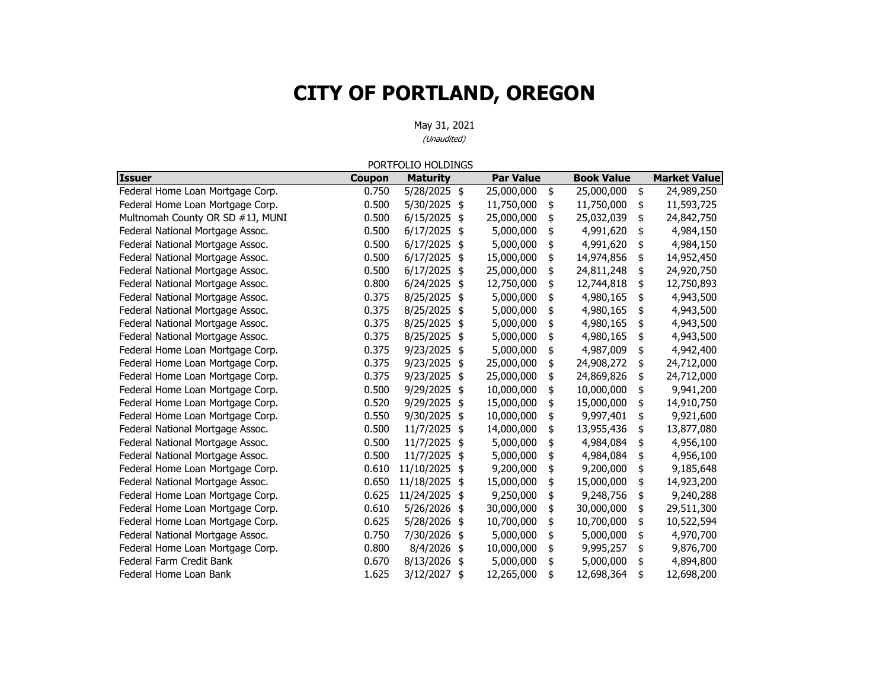# CITY OF PORTLAND, OREGON

May 31, 2021

*(Unaudited)*

PORTFOLIO HOLDINGS

| Issuer | Coupon | Maturity | Par Value | Book Value | Market Value |
|---|---|---|---|---|---|
| Federal Home Loan Mortgage Corp. | 0.750 | 5/28/2025 | $ 25,000,000 | $ 25,000,000 | $ 24,989,250 |
| Federal Home Loan Mortgage Corp. | 0.500 | 5/30/2025 | $ 11,750,000 | $ 11,750,000 | $ 11,593,725 |
| Multnomah County OR SD #1J, MUNI | 0.500 | 6/15/2025 | $ 25,000,000 | $ 25,032,039 | $ 24,842,750 |
| Federal National Mortgage Assoc. | 0.500 | 6/17/2025 | $ 5,000,000 | $ 4,991,620 | $ 4,984,150 |
| Federal National Mortgage Assoc. | 0.500 | 6/17/2025 | $ 5,000,000 | $ 4,991,620 | $ 4,984,150 |
| Federal National Mortgage Assoc. | 0.500 | 6/17/2025 | $ 15,000,000 | $ 14,974,856 | $ 14,952,450 |
| Federal National Mortgage Assoc. | 0.500 | 6/17/2025 | $ 25,000,000 | $ 24,811,248 | $ 24,920,750 |
| Federal National Mortgage Assoc. | 0.800 | 6/24/2025 | $ 12,750,000 | $ 12,744,818 | $ 12,750,893 |
| Federal National Mortgage Assoc. | 0.375 | 8/25/2025 | $ 5,000,000 | $ 4,980,165 | $ 4,943,500 |
| Federal National Mortgage Assoc. | 0.375 | 8/25/2025 | $ 5,000,000 | $ 4,980,165 | $ 4,943,500 |
| Federal National Mortgage Assoc. | 0.375 | 8/25/2025 | $ 5,000,000 | $ 4,980,165 | $ 4,943,500 |
| Federal National Mortgage Assoc. | 0.375 | 8/25/2025 | $ 5,000,000 | $ 4,980,165 | $ 4,943,500 |
| Federal Home Loan Mortgage Corp. | 0.375 | 9/23/2025 | $ 5,000,000 | $ 4,987,009 | $ 4,942,400 |
| Federal Home Loan Mortgage Corp. | 0.375 | 9/23/2025 | $ 25,000,000 | $ 24,908,272 | $ 24,712,000 |
| Federal Home Loan Mortgage Corp. | 0.375 | 9/23/2025 | $ 25,000,000 | $ 24,869,826 | $ 24,712,000 |
| Federal Home Loan Mortgage Corp. | 0.500 | 9/29/2025 | $ 10,000,000 | $ 10,000,000 | $ 9,941,200 |
| Federal Home Loan Mortgage Corp. | 0.520 | 9/29/2025 | $ 15,000,000 | $ 15,000,000 | $ 14,910,750 |
| Federal Home Loan Mortgage Corp. | 0.550 | 9/30/2025 | $ 10,000,000 | $ 9,997,401 | $ 9,921,600 |
| Federal National Mortgage Assoc. | 0.500 | 11/7/2025 | $ 14,000,000 | $ 13,955,436 | $ 13,877,080 |
| Federal National Mortgage Assoc. | 0.500 | 11/7/2025 | $ 5,000,000 | $ 4,984,084 | $ 4,956,100 |
| Federal National Mortgage Assoc. | 0.500 | 11/7/2025 | $ 5,000,000 | $ 4,984,084 | $ 4,956,100 |
| Federal Home Loan Mortgage Corp. | 0.610 | 11/10/2025 | $ 9,200,000 | $ 9,200,000 | $ 9,185,648 |
| Federal National Mortgage Assoc. | 0.650 | 11/18/2025 | $ 15,000,000 | $ 15,000,000 | $ 14,923,200 |
| Federal Home Loan Mortgage Corp. | 0.625 | 11/24/2025 | $ 9,250,000 | $ 9,248,756 | $ 9,240,288 |
| Federal Home Loan Mortgage Corp. | 0.610 | 5/26/2026 | $ 30,000,000 | $ 30,000,000 | $ 29,511,300 |
| Federal Home Loan Mortgage Corp. | 0.625 | 5/28/2026 | $ 10,700,000 | $ 10,700,000 | $ 10,522,594 |
| Federal National Mortgage Assoc. | 0.750 | 7/30/2026 | $ 5,000,000 | $ 5,000,000 | $ 4,970,700 |
| Federal Home Loan Mortgage Corp. | 0.800 | 8/4/2026 | $ 10,000,000 | $ 9,995,257 | $ 9,876,700 |
| Federal Farm Credit Bank | 0.670 | 8/13/2026 | $ 5,000,000 | $ 5,000,000 | $ 4,894,800 |
| Federal Home Loan Bank | 1.625 | 3/12/2027 | $ 12,265,000 | $ 12,698,364 | $ 12,698,200 |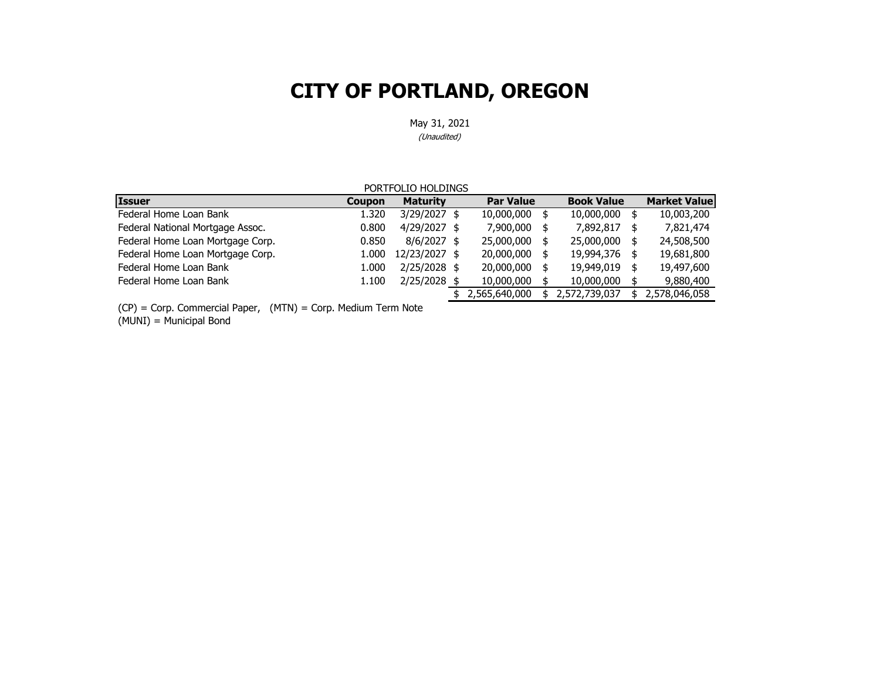# CITY OF PORTLAND, OREGON

May 31, 2021

*(Unaudited)*

PORTFOLIO HOLDINGS

| Issuer | Coupon | Maturity | Par Value | Book Value | Market Value |
|---|---|---|---|---|---|
| Federal Home Loan Bank | 1.320 | 3/29/2027 | $ 10,000,000 | $ 10,000,000 | $ 10,003,200 |
| Federal National Mortgage Assoc. | 0.800 | 4/29/2027 | $ 7,900,000 | $ 7,892,817 | $ 7,821,474 |
| Federal Home Loan Mortgage Corp. | 0.850 | 8/6/2027 | $ 25,000,000 | $ 25,000,000 | $ 24,508,500 |
| Federal Home Loan Mortgage Corp. | 1.000 | 12/23/2027 | $ 20,000,000 | $ 19,994,376 | $ 19,681,800 |
| Federal Home Loan Bank | 1.000 | 2/25/2028 | $ 20,000,000 | $ 19,949,019 | $ 19,497,600 |
| Federal Home Loan Bank | 1.100 | 2/25/2028 | $ 10,000,000 | $ 10,000,000 | $ 9,880,400 |
| | | | $ 2,565,640,000 | $ 2,572,739,037 | $ 2,578,046,058 |

(CP) = Corp. Commercial Paper, (MTN) = Corp. Medium Term Note
(MUNI) = Municipal Bond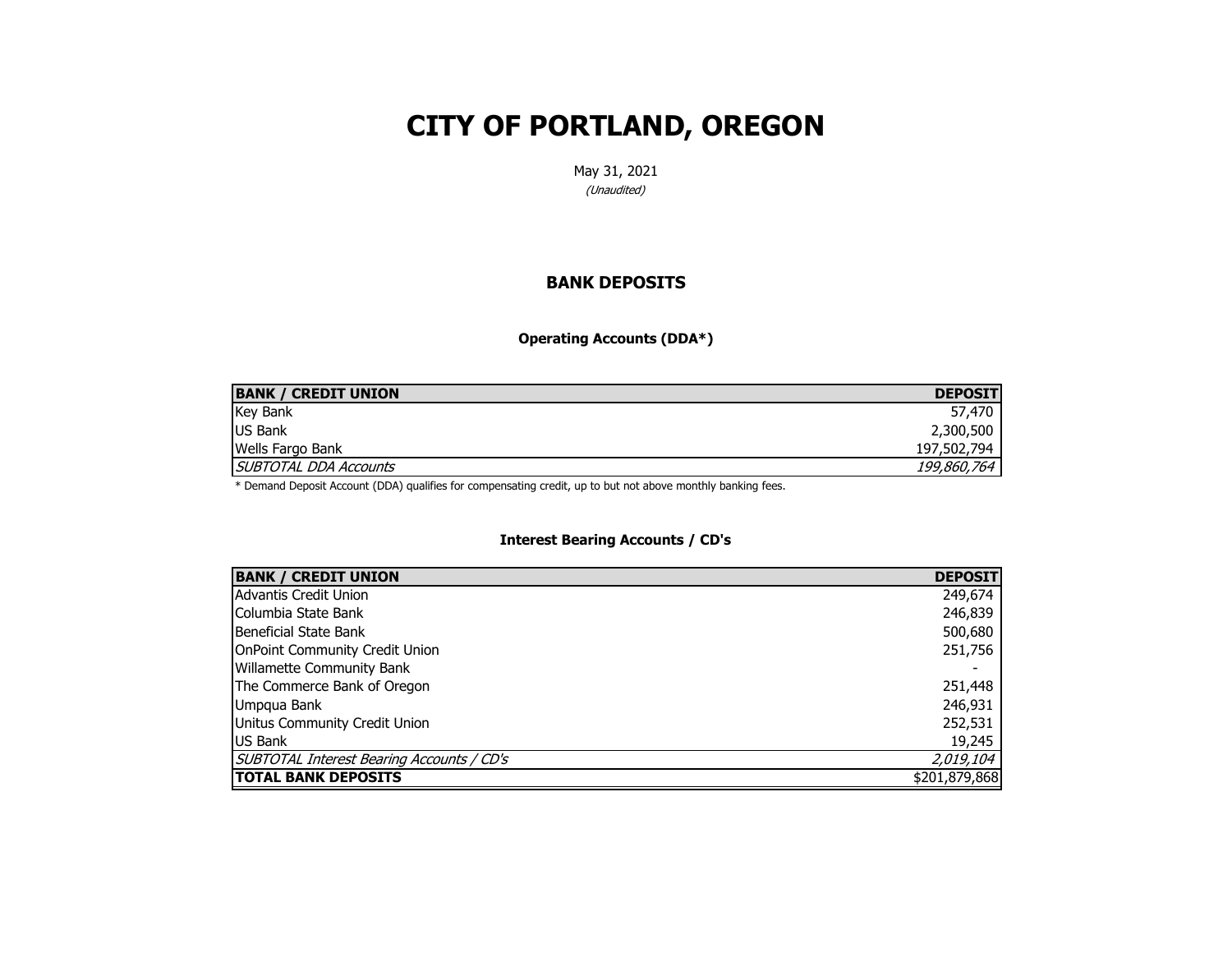# CITY OF PORTLAND, OREGON

May 31, 2021

*(Unaudited)*

## BANK DEPOSITS

### Operating Accounts (DDA*)

| BANK / CREDIT UNION | DEPOSIT |
|---|---:|
| Key Bank | 57,470 |
| US Bank | 2,300,500 |
| Wells Fargo Bank | 197,502,794 |
| *SUBTOTAL DDA Accounts* | *199,860,764* |

* Demand Deposit Account (DDA) qualifies for compensating credit, up to but not above monthly banking fees.

### Interest Bearing Accounts / CD's

| BANK / CREDIT UNION | DEPOSIT |
|---|---:|
| Advantis Credit Union | 249,674 |
| Columbia State Bank | 246,839 |
| Beneficial State Bank | 500,680 |
| OnPoint Community Credit Union | 251,756 |
| Willamette Community Bank | - |
| The Commerce Bank of Oregon | 251,448 |
| Umpqua Bank | 246,931 |
| Unitus Community Credit Union | 252,531 |
| US Bank | 19,245 |
| *SUBTOTAL Interest Bearing Accounts / CD's* | *2,019,104* |
| **TOTAL BANK DEPOSITS** | $201,879,868 |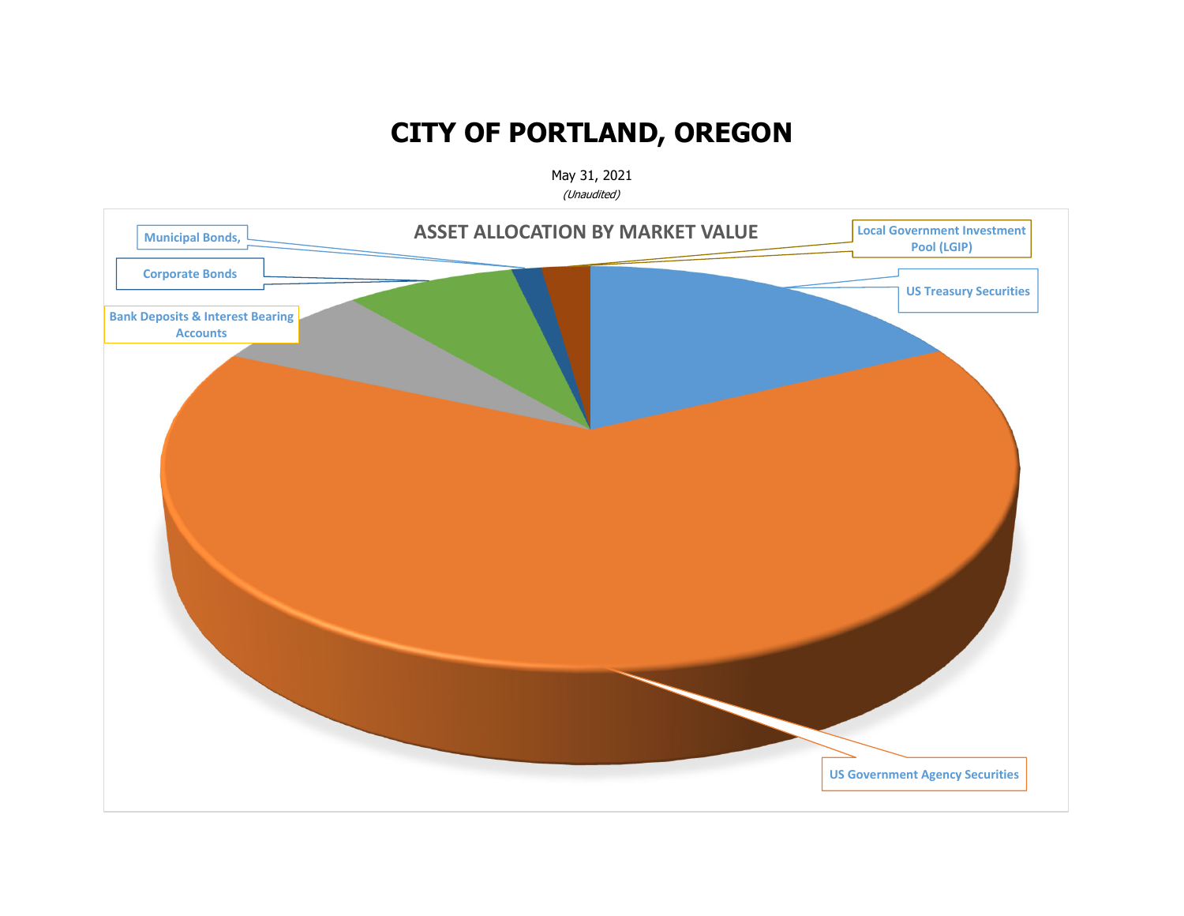# CITY OF PORTLAND, OREGON

May 31, 2021

*(Unaudited)*

ASSET ALLOCATION BY MARKET VALUE

Municipal Bonds,

Corporate Bonds

Bank Deposits & Interest Bearing Accounts

Local Government Investment Pool (LGIP)

US Treasury Securities

US Government Agency Securities